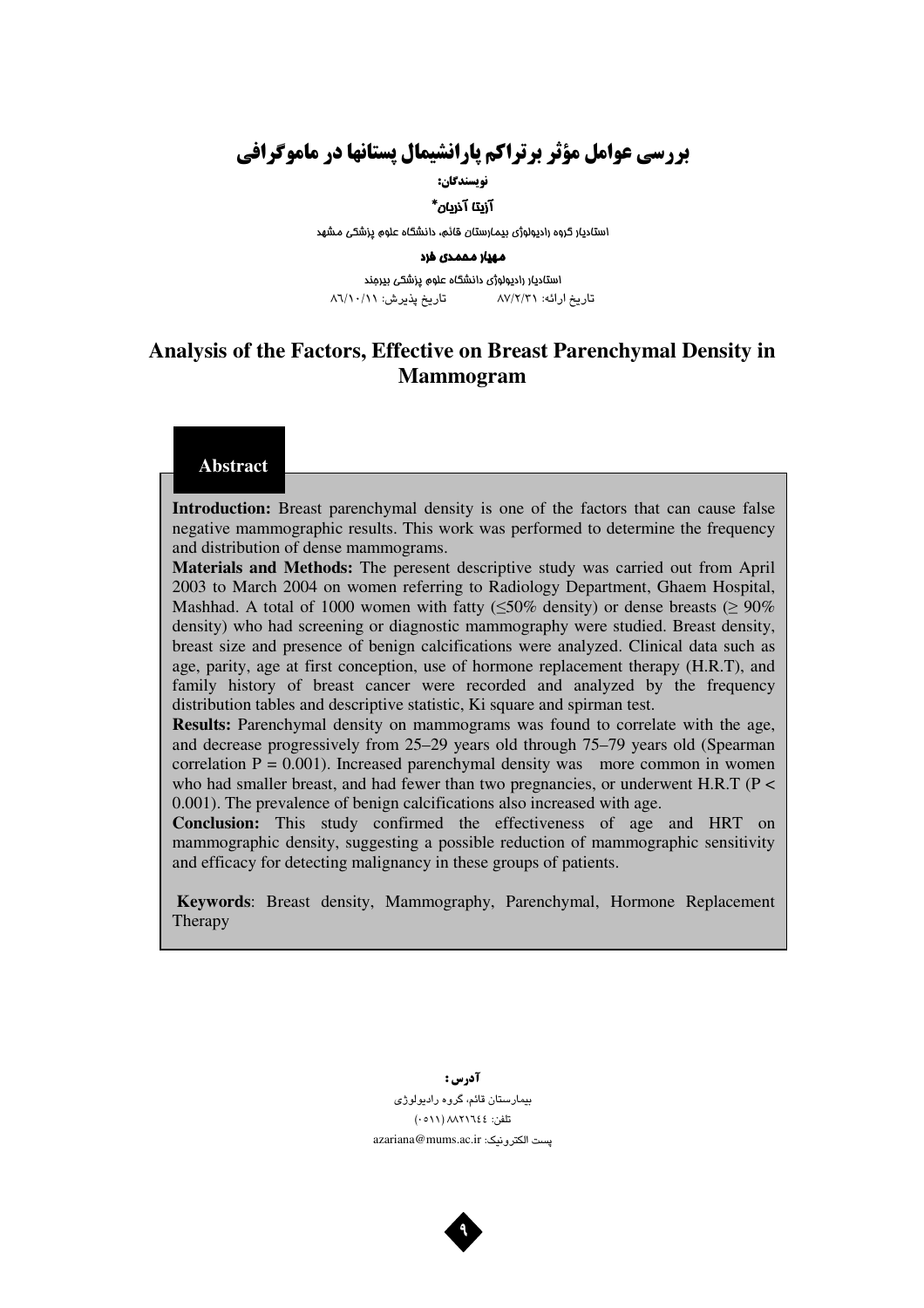# بررسی عوامل مؤثر برتراکم پارانشیمال پستانها در ماموگرافی

**نویسندگان:**

**آزیتا آذریان***

استادیار گروه رادیولوژی بیمارستان قائم، دانشگاه علوم پزشکی مشهد

**مهیار محمدی فرد**

استادیار رادیولوژی دانشگاه علوم پزشکی بیرجند

تاریخ ارائه: ۸۷/۲/۳۱ تاریخ پذیرش: ۸۶/۱۰/۱۱

# Analysis of the Factors, Effective on Breast Parenchymal Density in Mammogram

## Abstract

**Introduction:** Breast parenchymal density is one of the factors that can cause false negative mammographic results. This work was performed to determine the frequency and distribution of dense mammograms.

**Materials and Methods:** The peresent descriptive study was carried out from April 2003 to March 2004 on women referring to Radiology Department, Ghaem Hospital, Mashhad. A total of 1000 women with fatty (≤50% density) or dense breasts (≥ 90% density) who had screening or diagnostic mammography were studied. Breast density, breast size and presence of benign calcifications were analyzed. Clinical data such as age, parity, age at first conception, use of hormone replacement therapy (H.R.T), and family history of breast cancer were recorded and analyzed by the frequency distribution tables and descriptive statistic, Ki square and spirman test.

**Results:** Parenchymal density on mammograms was found to correlate with the age, and decrease progressively from 25–29 years old through 75–79 years old (Spearman correlation $P = 0.001$). Increased parenchymal density was more common in women who had smaller breast, and had fewer than two pregnancies, or underwent H.R.T ($P < 0.001$). The prevalence of benign calcifications also increased with age.

**Conclusion:** This study confirmed the effectiveness of age and HRT on mammographic density, suggesting a possible reduction of mammographic sensitivity and efficacy for detecting malignancy in these groups of patients.

**Keywords**: Breast density, Mammography, Parenchymal, Hormone Replacement Therapy

**آدرس:**

بیمارستان قائم، گروه رادیولوژی

تلفن: ۸۸۲۱٦٤٤ (۰۵۱۱)

پست الکترونیک: azariana@mums.ac.ir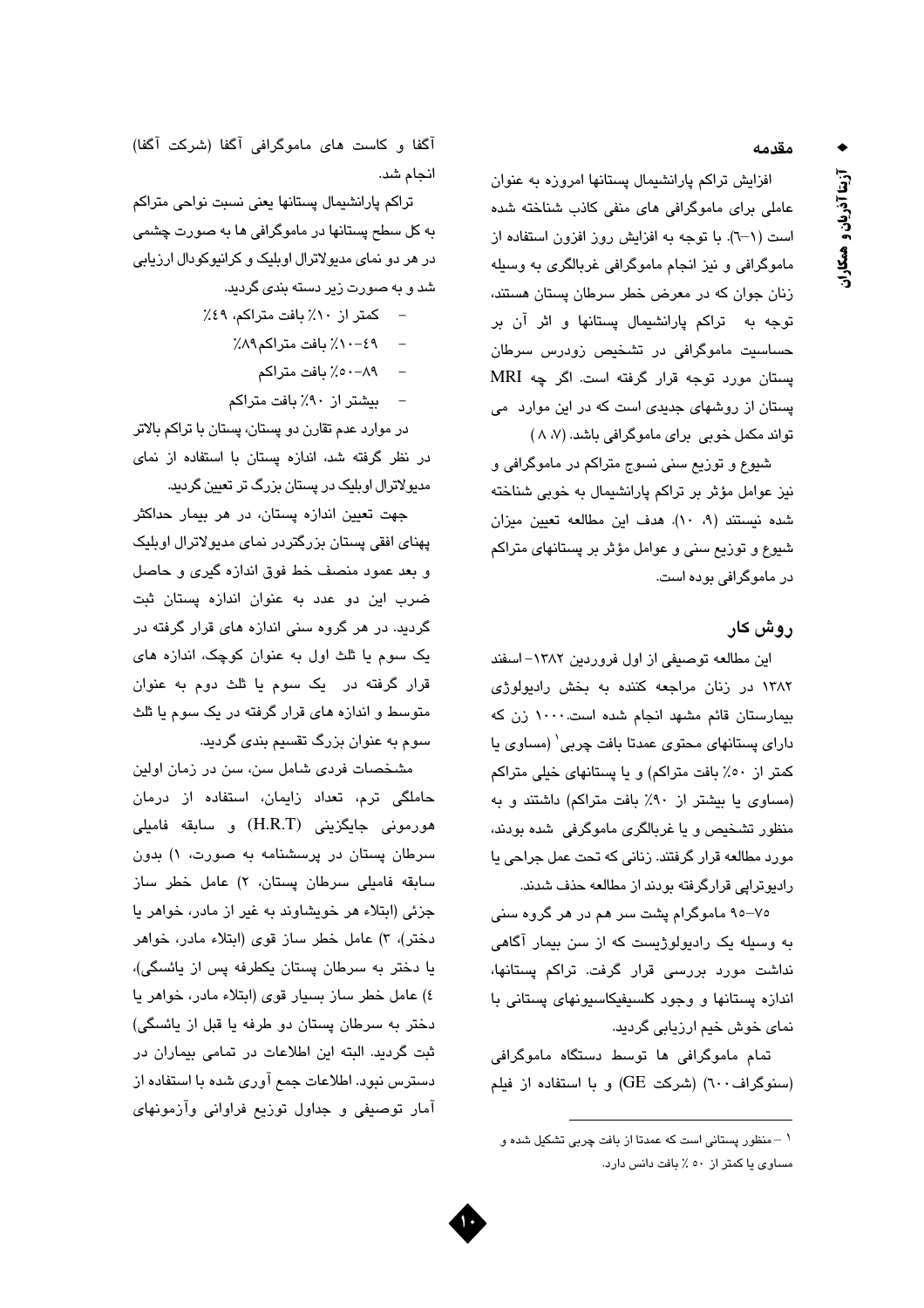## مقدمه

افزایش تراکم پارانشیمال پستانها امروزه به عنوان عاملی برای ماموگرافی های منفی کاذب شناخته شده است (۱–۶). با توجه به افزایش روز افزون استفاده از ماموگرافی و نیز انجام ماموگرافی غربالگری به وسیله زنان جوان که در معرض خطر سرطان پستان هستند، توجه به تراکم پارانشیمال پستانها و اثر آن بر حساسیت ماموگرافی در تشخیص زودرس سرطان پستان مورد توجه قرار گرفته است. اگر چه MRI پستان از روشهای جدیدی است که در این موارد می تواند مکمل خوبی برای ماموگرافی باشد. (۷، ۸)

شیوع و توزیع سنی نسوج متراکم در ماموگرافی و نیز عوامل مؤثر بر تراکم پارانشیمال به خوبی شناخته شده نیستند (۹، ۱۰). هدف این مطالعه تعیین میزان شیوع و توزیع سنی و عوامل مؤثر بر پستانهای متراکم در ماموگرافی بوده است.

## روش کار

این مطالعه توصیفی از اول فروردین ۱۳۸۲– اسفند ۱۳۸۲ در زنان مراجعه کننده به بخش رادیولوژی بیمارستان قائم مشهد انجام شده است.۱۰۰۰ زن که دارای پستانهای محتوی عمدتا بافت چربی[1] (مساوی یا کمتر از ۵۰٪ بافت متراکم) و یا پستانهای خیلی متراکم (مساوی یا بیشتر از ۹۰٪ بافت متراکم) داشتند و به منظور تشخیص و یا غربالگری ماموگرافی شده بودند، مورد مطالعه قرار گرفتند. زنانی که تحت عمل جراحی یا رادیوتراپی قرارگرفته بودند از مطالعه حذف شدند.

۷۵–۹۵ ماموگرام پشت سر هم در هر گروه سنی به وسیله یک رادیولوژیست که از سن بیمار آگاهی نداشت مورد بررسی قرار گرفت. تراکم پستانها، اندازه پستانها و وجود کلسیفیکاسیونهای پستانی با نمای خوش خیم ارزیابی گردید.

تمام ماموگرافی ها توسط دستگاه ماموگرافی (سنوگراف۶۰۰) (شرکت GE) و با استفاده از فیلم آگفا و کاست های ماموگرافی آگفا (شرکت آگفا) انجام شد.

تراکم پارانشیمال پستانها یعنی نسبت نواحی متراکم به کل سطح پستانها در ماموگرافی ها به صورت چشمی در هر دو نمای مدیولاترال اوبلیک و کرانیوکودال ارزیابی شد و به صورت زیر دسته بندی گردید.

- کمتر از ۱۰٪ بافت متراکم، ۴۹٪
- ۱۰–۴۹٪ بافت متراکم۸۹٪
- ۵۰–۸۹٪ بافت متراکم
- بیشتر از ۹۰٪ بافت متراکم

در موارد عدم تقارن دو پستان، پستان با تراکم بالاتر در نظر گرفته شد، اندازه پستان با استفاده از نمای مدیولاترال اوبلیک در پستان بزرگ تر تعیین گردید.

جهت تعیین اندازه پستان، در هر بیمار حداکثر پهنای افقی پستان بزرگتردر نمای مدیولاترال اوبلیک و بعد عمود منصف خط فوق اندازه گیری و حاصل ضرب این دو عدد به عنوان اندازه پستان ثبت گردید. در هر گروه سنی اندازه های قرار گرفته در یک سوم یا ثلث اول به عنوان کوچک، اندازه های قرار گرفته در یک سوم یا ثلث دوم به عنوان متوسط و اندازه های قرار گرفته در یک سوم یا ثلث سوم به عنوان بزرگ تقسیم بندی گردید.

مشخصات فردی شامل سن، سن در زمان اولین حاملگی ترم، تعداد زایمان، استفاده از درمان هورمونی جایگزینی (H.R.T) و سابقه فامیلی سرطان پستان در پرسشنامه به صورت، ۱) بدون سابقه فامیلی سرطان پستان، ۲) عامل خطر ساز جزئی (ابتلاء هر خویشاوند به غیر از مادر، خواهر یا دختر)، ۳) عامل خطر ساز قوی (ابتلاء مادر، خواهر یا دختر به سرطان پستان یکطرفه پس از یائسگی)، ۴) عامل خطر ساز بسیار قوی (ابتلاء مادر، خواهر یا دختر به سرطان پستان دو طرفه یا قبل از یائسگی) ثبت گردید. البته این اطلاعات در تمامی بیماران در دسترس نبود. اطلاعات جمع آوری شده با استفاده از آمار توصیفی و جداول توزیع فراوانی وآزمونهای

---

[1] –منظور پستانی است که عمدتا از بافت چربی تشکیل شده و مساوی یا کمتر از ۵۰ ٪ بافت دانس دارد.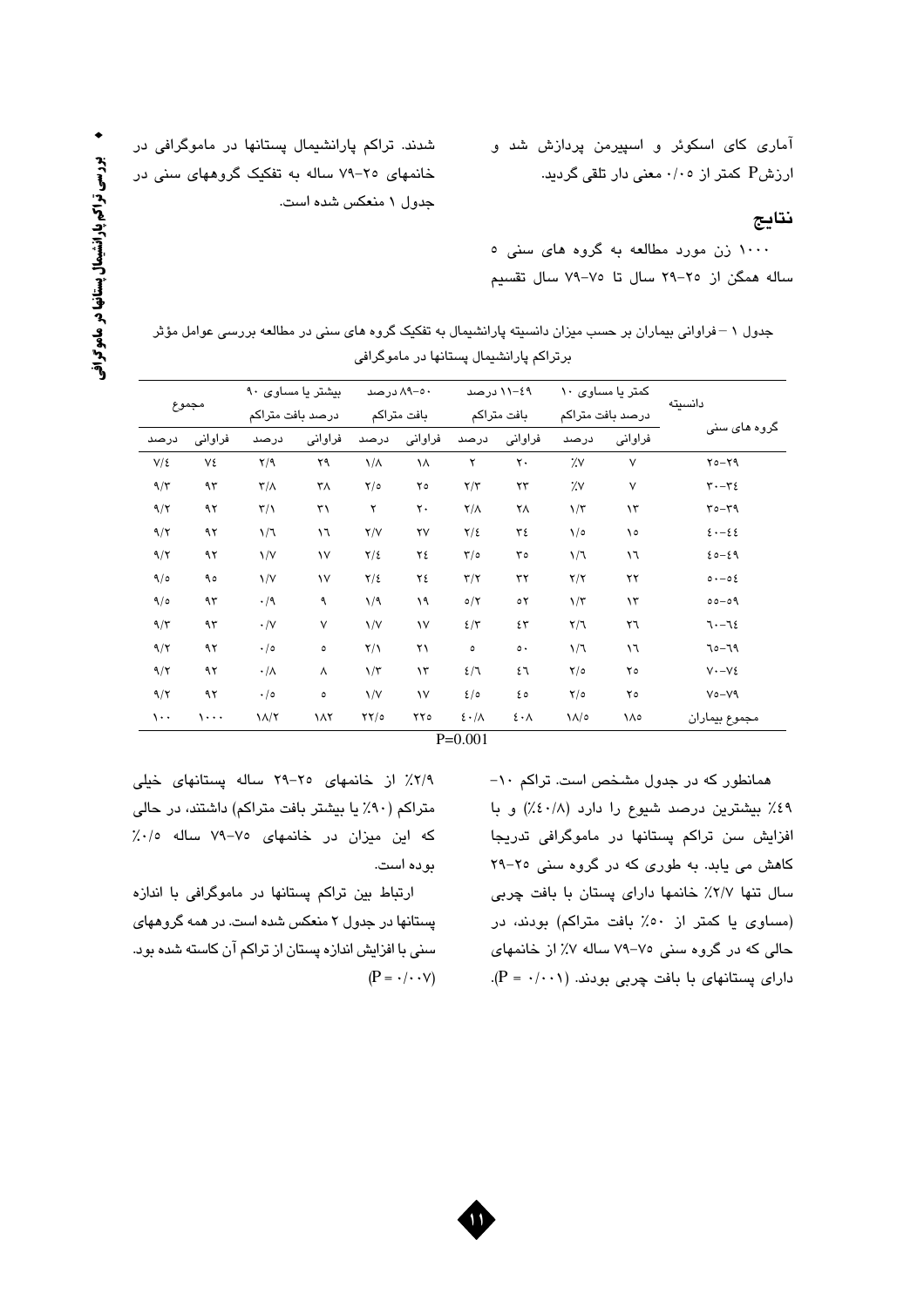آماری کای اسکوئر و اسپیرمن پردازش شد و ارزشP کمتر از ۰/۰۵ معنی دار تلقی گردید.

## نتایج

۱۰۰۰ زن مورد مطالعه به گروه های سنی ۵ ساله همگن از ۲۵-۲۹ سال تا ۷۵-۷۹ سال تقسیم شدند. تراکم پارانشیمال پستانها در ماموگرافی در خانمهای ۲۵-۷۹ ساله به تفکیک گروههای سنی در جدول ۱ منعکس شده است.

جدول ۱ – فراوانی بیماران بر حسب میزان دانسیته پارانشیمال به تفکیک گروه های سنی در مطالعه بررسی عوامل مؤثر برتراکم پارانشیمال پستانها در ماموگرافی

| دانسیته / گروه های سنی | کمتر یا مساوی ۱۰ درصد بافت متراکم | | ۱۱-۴۹ درصد بافت متراکم | | ۵۰-۸۹ درصد بافت متراکم | | بیشتر یا مساوی ۹۰ درصد بافت متراکم | | مجموع | |
|---|---|---|---|---|---|---|---|---|---|---|
| | فراوانی | درصد | فراوانی | درصد | فراوانی | درصد | فراوانی | درصد | فراوانی | درصد |
| ۲۵-۲۹ | ۷ | ٪۷ | ۲۰ | ۲ | ۱۸ | ۱/۸ | ۲۹ | ۲/۹ | ۷۴ | ۷/۴ |
| ۳۰-۳۴ | ۷ | ٪۷ | ۲۳ | ۲/۳ | ۲۵ | ۲/۵ | ۳۸ | ۳/۸ | ۹۳ | ۹/۳ |
| ۳۵-۳۹ | ۱۳ | ۱/۳ | ۲۸ | ۲/۸ | ۲۰ | ۲ | ۳۱ | ۳/۱ | ۹۲ | ۹/۲ |
| ۴۰-۴۴ | ۱۵ | ۱/۵ | ۳۴ | ۳/۴ | ۲۷ | ۲/۷ | ۱۶ | ۱/۶ | ۹۲ | ۹/۲ |
| ۴۵-۴۹ | ۱۶ | ۱/۶ | ۳۵ | ۳/۵ | ۲۴ | ۲/۴ | ۱۷ | ۱/۷ | ۹۲ | ۹/۲ |
| ۵۰-۵۴ | ۲۲ | ۲/۲ | ۳۲ | ۳/۲ | ۲۴ | ۲/۴ | ۱۷ | ۱/۷ | ۹۵ | ۹/۵ |
| ۵۵-۵۹ | ۱۳ | ۱/۳ | ۵۲ | ۵/۲ | ۱۹ | ۱/۹ | ۹ | ۰/۹ | ۹۳ | ۹/۵ |
| ۶۰-۶۴ | ۲۶ | ۲/۶ | ۴۳ | ۴/۳ | ۱۷ | ۱/۷ | ۷ | ۰/۷ | ۹۳ | ۹/۳ |
| ۶۵-۶۹ | ۱۶ | ۱/۶ | ۵۰ | ۵ | ۲۱ | ۲/۱ | ۵ | ۰/۵ | ۹۲ | ۹/۲ |
| ۷۰-۷۴ | ۲۵ | ۲/۵ | ۴۶ | ۴/۶ | ۱۳ | ۱/۳ | ۸ | ۰/۸ | ۹۲ | ۹/۲ |
| ۷۵-۷۹ | ۲۵ | ۲/۵ | ۴۵ | ۴/۵ | ۱۷ | ۱/۷ | ۵ | ۰/۵ | ۹۲ | ۹/۲ |
| مجموع بیماران | ۱۸۵ | ۱۸/۵ | ۴۰۸ | ۴۰/۸ | ۲۲۵ | ۲۲/۵ | ۱۸۲ | ۱۸/۲ | ۱۰۰۰ | ۱۰۰ |

P=0.001

همانطور که در جدول مشخص است. تراکم ۱۰-۴۹٪ بیشترین درصد شیوع را دارد (۴۰/۸٪) و با افزایش سن تراکم پستانها در ماموگرافی تدریجا کاهش می یابد. به طوری که در گروه سنی ۲۵-۲۹ سال تنها ۲/۷٪ خانمها دارای پستان با بافت چربی (مساوی یا کمتر از ۵۰٪ بافت متراکم) بودند، در حالی که در گروه سنی ۷۵-۷۹ ساله ۷٪ از خانمهای دارای پستانهای با بافت چربی بودند. (P = ۰/۰۰۱).

۲/۹٪ از خانمهای ۲۵-۲۹ ساله پستانهای خیلی متراکم (۹۰٪ یا بیشتر بافت متراکم) داشتند، در حالی که این میزان در خانمهای ۷۵-۷۹ ساله ۰/۵٪ بوده است.

ارتباط بین تراکم پستانها در ماموگرافی با اندازه پستانها در جدول ۲ منعکس شده است. در همه گروههای سنی با افزایش اندازه پستان از تراکم آن کاسته شده بود. (P = ۰/۰۰۷)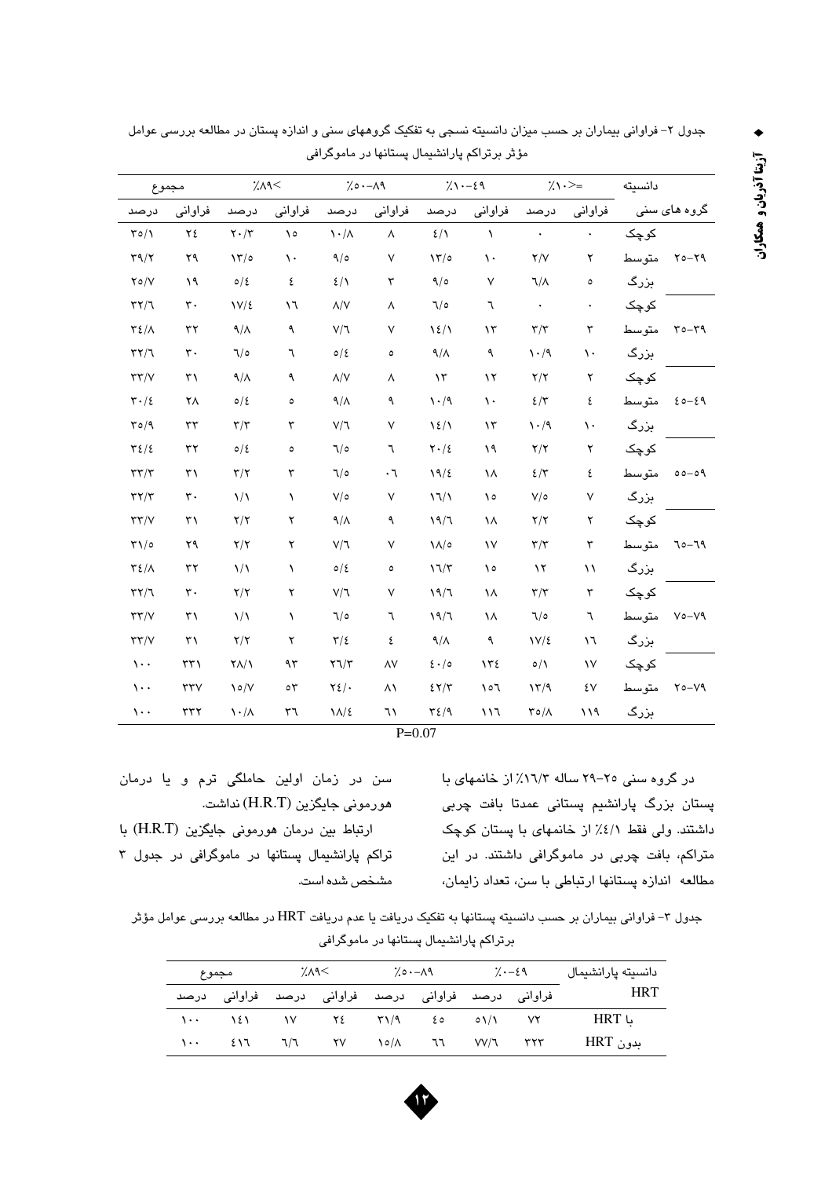جدول ۲- فراوانی بیماران بر حسب میزان دانسیته نسجی به تفکیک گروههای سنی و اندازه پستان در مطالعه بررسی عوامل مؤثر برتراکم پارانشیمال پستانها در ماموگرافی

| گروه های سنی | دانسیته | ٪۱۰=> فراوانی | ٪۱۰=> درصد | ٪۱۰-۴۹ فراوانی | ٪۱۰-۴۹ درصد | ٪۵۰-۸۹ فراوانی | ٪۵۰-۸۹ درصد | ٪۸۹< فراوانی | ٪۸۹< درصد | مجموع فراوانی | مجموع درصد |
|---|---|---|---|---|---|---|---|---|---|---|---|
| ۲۵–۲۹ | کوچک | ۰ | ۰ | ۱ | ۴/۱ | ۸ | ۱۰/۸ | ۱۵ | ۲۰/۳ | ۲۴ | ۳۵/۱ |
| | متوسط | ۲ | ۲/۷ | ۱۰ | ۱۳/۵ | ۷ | ۹/۵ | ۱۰ | ۱۳/۵ | ۲۹ | ۳۹/۲ |
| | بزرگ | ۵ | ۶/۸ | ۷ | ۹/۵ | ۳ | ۴/۱ | ۴ | ۵/۴ | ۱۹ | ۲۵/۷ |
| ۳۵–۳۹ | کوچک | ۰ | ۰ | ۶ | ۶/۵ | ۸ | ۸/۷ | ۱۶ | ۱۷/۴ | ۳۰ | ۳۲/۶ |
| | متوسط | ۳ | ۳/۳ | ۱۳ | ۱۴/۱ | ۷ | ۷/۶ | ۹ | ۹/۸ | ۳۲ | ۳۴/۸ |
| | بزرگ | ۱۰ | ۱۰/۹ | ۹ | ۹/۸ | ۵ | ۵/۴ | ۶ | ۶/۵ | ۳۰ | ۳۲/۶ |
| ۴۵–۴۹ | کوچک | ۲ | ۲/۲ | ۱۲ | ۱۳ | ۸ | ۸/۷ | ۹ | ۹/۸ | ۳۱ | ۳۳/۷ |
| | متوسط | ۴ | ۴/۳ | ۱۰ | ۱۰/۹ | ۹ | ۹/۸ | ۵ | ۵/۴ | ۲۸ | ۳۰/۴ |
| | بزرگ | ۱۰ | ۱۰/۹ | ۱۳ | ۱۴/۱ | ۷ | ۷/۶ | ۳ | ۳/۳ | ۳۳ | ۳۵/۹ |
| ۵۵–۵۹ | کوچک | ۲ | ۲/۲ | ۱۹ | ۲۰/۴ | ۶ | ۶/۵ | ۵ | ۵/۴ | ۳۲ | ۳۴/۴ |
| | متوسط | ۴ | ۴/۳ | ۱۸ | ۱۹/۴ | ۰۶ | ۶/۵ | ۳ | ۳/۲ | ۳۱ | ۳۳/۳ |
| | بزرگ | ۷ | ۷/۵ | ۱۵ | ۱۶/۱ | ۷ | ۷/۵ | ۱ | ۱/۱ | ۳۰ | ۳۲/۳ |
| ۶۵–۶۹ | کوچک | ۲ | ۲/۲ | ۱۸ | ۱۹/۶ | ۹ | ۹/۸ | ۲ | ۲/۲ | ۳۱ | ۳۳/۷ |
| | متوسط | ۳ | ۳/۳ | ۱۷ | ۱۸/۵ | ۷ | ۷/۶ | ۲ | ۲/۲ | ۲۹ | ۳۱/۵ |
| | بزرگ | ۱۱ | ۱۲ | ۱۵ | ۱۶/۳ | ۵ | ۵/۴ | ۱ | ۱/۱ | ۳۲ | ۳۴/۸ |
| ۷۵–۷۹ | کوچک | ۳ | ۳/۳ | ۱۸ | ۱۹/۶ | ۷ | ۷/۶ | ۲ | ۲/۲ | ۳۰ | ۳۲/۶ |
| | متوسط | ۶ | ۶/۵ | ۱۸ | ۱۹/۶ | ۶ | ۶/۵ | ۱ | ۱/۱ | ۳۱ | ۳۳/۷ |
| | بزرگ | ۱۶ | ۱۷/۴ | ۹ | ۹/۸ | ۴ | ۳/۴ | ۲ | ۲/۲ | ۳۱ | ۳۳/۷ |
| ۲۵–۷۹ | کوچک | ۱۷ | ۵/۱ | ۱۳۴ | ۴۰/۵ | ۸۷ | ۲۶/۳ | ۹۳ | ۲۸/۱ | ۳۳۱ | ۱۰۰ |
| | متوسط | ۴۷ | ۱۳/۹ | ۱۵۶ | ۴۲/۳ | ۸۱ | ۲۴/۰ | ۵۳ | ۱۵/۷ | ۳۳۷ | ۱۰۰ |
| | بزرگ | ۱۱۹ | ۳۵/۸ | ۱۱۶ | ۳۴/۹ | ۶۱ | ۱۸/۴ | ۳۶ | ۱۰/۸ | ۳۳۲ | ۱۰۰ |

P=0.07

در گروه سنی ۲۵-۲۹ ساله ٪۱۶/۳ از خانمهای با پستان بزرگ پارانشیم پستانی عمدتا بافت چربی داشتند. ولی فقط ٪۴/۱ از خانمهای با پستان کوچک متراکم، بافت چربی در ماموگرافی داشتند. در این مطالعه اندازه پستانها ارتباطی با سن، تعداد زایمان، سن در زمان اولین حاملگی ترم و یا درمان هورمونی جایگزین (H.R.T) نداشت.

ارتباط بین درمان هورمونی جایگزین (H.R.T) با تراکم پارانشیمال پستانها در ماموگرافی در جدول ۳ مشخص شده است.

جدول ۳- فراوانی بیماران بر حسب دانسیته پستانها به تفکیک دریافت یا عدم دریافت HRT در مطالعه بررسی عوامل مؤثر برتراکم پارانشیمال پستانها در ماموگرافی

| دانسیته پارانشیمال HRT | ٪۰-۴۹ فراوانی | ٪۰-۴۹ درصد | ٪۵۰-۸۹ فراوانی | ٪۵۰-۸۹ درصد | ٪۸۹< فراوانی | ٪۸۹< درصد | مجموع فراوانی | مجموع درصد |
|---|---|---|---|---|---|---|---|---|
| با HRT | ۷۲ | ۵۱/۱ | ۴۵ | ۳۱/۹ | ۲۴ | ۱۷ | ۱۴۱ | ۱۰۰ |
| بدون HRT | ۳۲۳ | ۷۷/۶ | ۶۶ | ۱۵/۸ | ۲۷ | ۶/۶ | ۴۱۶ | ۱۰۰ |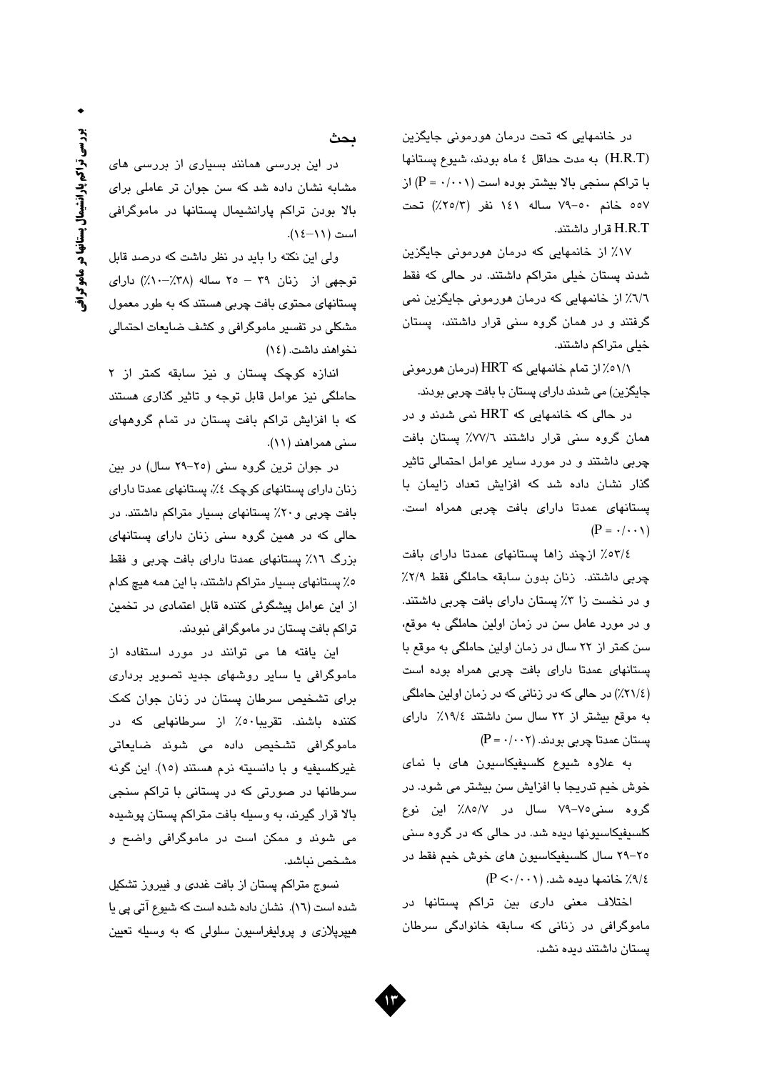در خانمهایی که تحت درمان هورمونی جایگزین (H.R.T) به مدت حداقل ٤ ماه بودند، شیوع پستانها با تراکم سنجی بالا بیشتر بوده است (P = ۰/۰۰۱) از ٥٥٧ خانم ٥٠-٧٩ ساله ١٤١ نفر (٢٥/٣٪) تحت H.R.T قرار داشتند.

١٧٪ از خانمهایی که درمان هورمونی جایگزین شدند پستان خیلی متراکم داشتند. در حالی که فقط ٦/٦٪ از خانمهایی که درمان هورمونی جایگزین نمی گرفتند و در همان گروه سنی قرار داشتند، پستان خیلی متراکم داشتند.

٥١/١٪ از تمام خانمهایی که HRT (درمان هورمونی جایگزین) می شدند دارای پستان با بافت چربی بودند.

در حالی که خانمهایی که HRT نمی شدند و در همان گروه سنی قرار داشتند ٧٧/٦٪ پستان بافت چربی داشتند و در مورد سایر عوامل احتمالی تاثیر گذار نشان داده شد که افزایش تعداد زایمان با پستانهای عمدتا دارای بافت چربی همراه است. (P = ۰/۰۰۱)

٥٣/٤٪ ازچند زاها پستانهای عمدتا دارای بافت چربی داشتند. زنان بدون سابقه حاملگی فقط ٢/٩٪ و در نخست زا ٣٪ پستان دارای بافت چربی داشتند. و در مورد عامل سن در زمان اولین حاملگی به موقع، سن کمتر از ٢٢ سال در زمان اولین حاملگی به موقع با پستانهای عمدتا دارای بافت چربی همراه بوده است (٢١/٤٪) در حالی که در زنانی که در زمان اولین حاملگی به موقع بیشتر از ٢٢ سال سن داشتند ١٩/٤٪ دارای پستان عمدتا چربی بودند. (P = ۰/۰۰٢)

به علاوه شیوع کلسیفیکاسیون های با نمای خوش خیم تدریجا با افزایش سن بیشتر می شود. در گروه سنی٧٥-٧٩ سال در ٨٥/٧٪ این نوع کلسیفیکاسیونها دیده شد. در حالی که در گروه سنی ٢٥-٢٩ سال کلسیفیکاسیون های خوش خیم فقط در ٩/٤٪ خانمها دیده شد. (P <۰/۰۰١)

اختلاف معنی داری بین تراکم پستانها در ماموگرافی در زنانی که سابقه خانوادگی سرطان پستان داشتند دیده نشد.

## بحث

در این بررسی همانند بسیاری از بررسی های مشابه نشان داده شد که سن جوان تر عاملی برای بالا بودن تراکم پارانشیمال پستانها در ماموگرافی است (١١-١٤).

ولی این نکته را باید در نظر داشت که درصد قابل توجهی از زنان ٣٩ - ٢٥ ساله (٣٨٪-١٠٪) دارای پستانهای محتوی بافت چربی هستند که به طور معمول مشکلی در تفسیر ماموگرافی و کشف ضایعات احتمالی نخواهند داشت. (١٤)

اندازه کوچک پستان و نیز سابقه کمتر از ٢ حاملگی نیز عوامل قابل توجه و تاثیر گذاری هستند که با افزایش تراکم بافت پستان در تمام گروههای سنی همراهند (١١).

در جوان ترین گروه سنی (٢٥-٢٩ سال) در بین زنان دارای پستانهای کوچک ٤٪ پستانهای عمدتا دارای بافت چربی و٢٠٪ پستانهای بسیار متراکم داشتند. در حالی که در همین گروه سنی زنان دارای پستانهای بزرگ ١٦٪ پستانهای عمدتا دارای بافت چربی و فقط ٥٪ پستانهای بسیار متراکم داشتند، با این همه هیچ کدام از این عوامل پیشگوئی کننده قابل اعتمادی در تخمین تراکم بافت پستان در ماموگرافی نبودند.

این یافته ها می توانند در مورد استفاده از ماموگرافی یا سایر روشهای جدید تصویر برداری برای تشخیص سرطان پستان در زنان جوان کمک کننده باشند. تقریبا٥٠٪ از سرطانهایی که در ماموگرافی تشخیص داده می شوند ضایعاتی غیرکلسیفیه و با دانسیته نرم هستند (١٥). این گونه سرطانها در صورتی که در پستانی با تراکم سنجی بالا قرار گیرند، به وسیله بافت متراکم پستان پوشیده می شوند و ممکن است در ماموگرافی واضح و مشخص نباشد.

نسوج متراکم پستان از بافت غددی و فیبروز تشکیل شده است (١٦). نشان داده شده است که شیوع آتی پی یا هیپرپلازی و پرولیفراسیون سلولی که به وسیله تعیین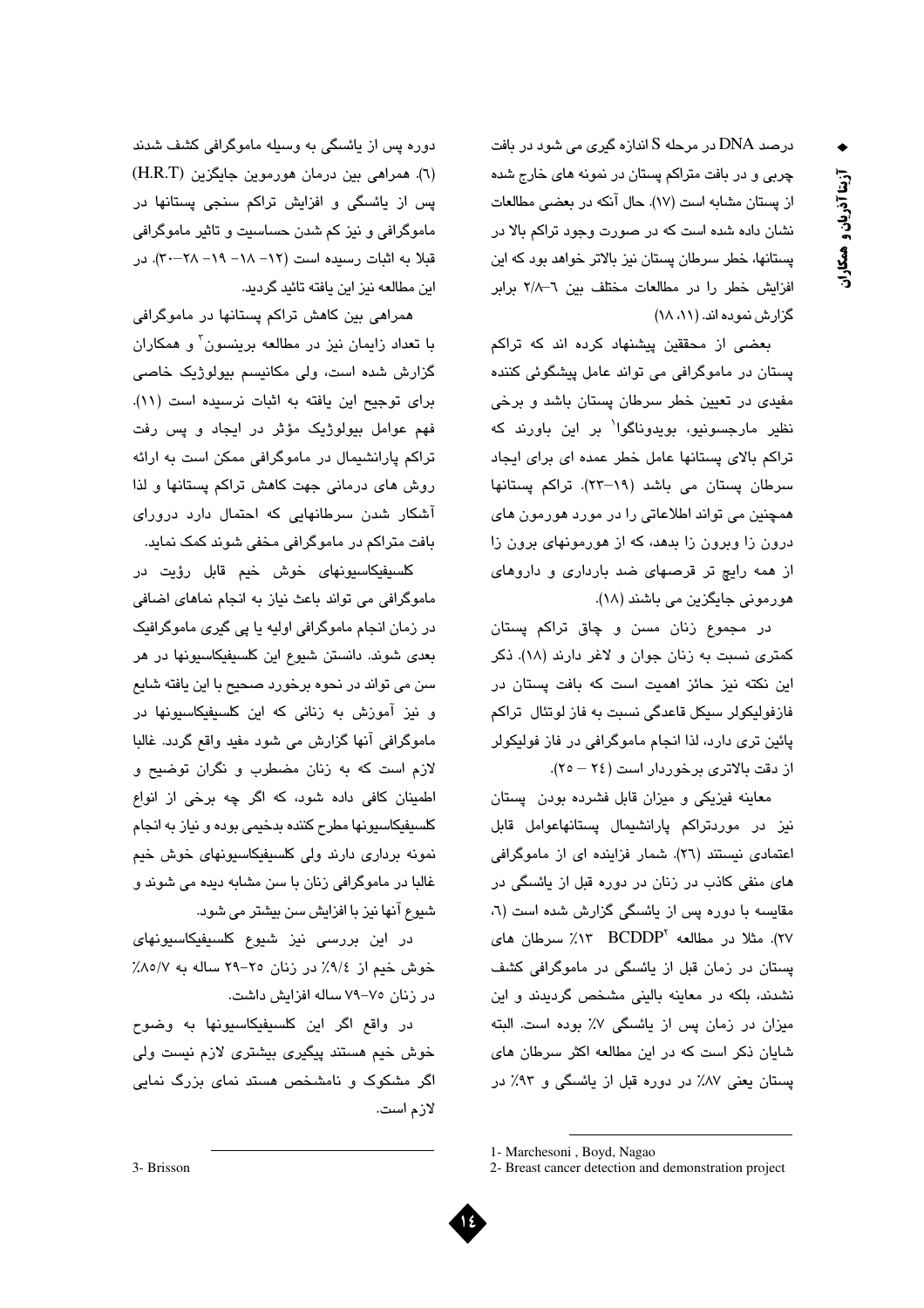درصد DNA در مرحله S اندازه گیری می شود در بافت چربی و در بافت متراکم پستان در نمونه های خارج شده از پستان مشابه است (۱۷). حال آنکه در بعضی مطالعات نشان داده شده است که در صورت وجود تراکم بالا در پستانها، خطر سرطان پستان نیز بالاتر خواهد بود که این افزایش خطر را در مطالعات مختلف بین ٦–۲/۸ برابر گزارش نموده اند. (۱۱، ۱۸)

بعضی از محققین پیشنهاد کرده اند که تراکم پستان در ماموگرافی می تواند عامل پیشگوئی کننده مفیدی در تعیین خطر سرطان پستان باشد و برخی نظیر مارجسونیو، بویدوناگوا[1] بر این باورند که تراکم بالای پستانها عامل خطر عمده ای برای ایجاد سرطان پستان می باشد (۱۹–۲۳). تراکم پستانها همچنین می تواند اطلاعاتی را در مورد هورمون های درون زا وبرون زا بدهد، که از هورمونهای برون زا از همه رایج تر قرصهای ضد بارداری و داروهای هورمونی جایگزین می باشند (۱۸).

در مجموع زنان مسن و چاق تراکم پستان کمتری نسبت به زنان جوان و لاغر دارند (۱۸). ذکر این نکته نیز حائز اهمیت است که بافت پستان در فازفولیکولر سیکل قاعدگی نسبت به فاز لوتئال تراکم پائین تری دارد، لذا انجام ماموگرافی در فاز فولیکولر از دقت بالاتری برخوردار است (۲٤ – ۲٥).

معاینه فیزیکی و میزان قابل فشرده بودن پستان نیز در موردتراکم پارانشیمال پستانهاعوامل قابل اعتمادی نیستند (۲٦). شمار فزاینده ای از ماموگرافی های منفی کاذب در زنان در دوره قبل از یائسگی در مقایسه با دوره پس از یائسگی گزارش شده است (٦، ۲۷). مثلا در مطالعه BCDDP[2] ۱۳٪ سرطان های پستان در زمان قبل از یائسگی در ماموگرافی کشف نشدند، بلکه در معاینه بالینی مشخص گردیدند و این میزان در زمان پس از یائسگی ۷٪ بوده است. البته شایان ذکر است که در این مطالعه اکثر سرطان های پستان یعنی ۸۷٪ در دوره قبل از یائسگی و ۹۳٪ در دوره پس از یائسگی به وسیله ماموگرافی کشف شدند (٦). همراهی بین درمان هورموین جایگزین (H.R.T) پس از یائسگی و افزایش تراکم سنجی پستانها در ماموگرافی و نیز کم شدن حساسیت و تاثیر ماموگرافی قبلا به اثبات رسیده است (۱۲– ۱۸– ۱۹– ۲۸–۳۰). در این مطالعه نیز این یافته تائید گردید.

همراهی بین کاهش تراکم پستانها در ماموگرافی با تعداد زایمان نیز در مطالعه برینسون[3] و همکاران گزارش شده است، ولی مکانیسم بیولوژیک خاصی برای توجیح این یافته به اثبات نرسیده است (۱۱). فهم عوامل بیولوژیک مؤثر در ایجاد و پس رفت تراکم پارانشیمال در ماموگرافی ممکن است به ارائه روش های درمانی جهت کاهش تراکم پستانها و لذا آشکار شدن سرطانهایی که احتمال دارد درورای بافت متراکم در ماموگرافی مخفی شوند کمک نماید.

کلسیفیکاسیونهای خوش خیم قابل رؤیت در ماموگرافی می تواند باعث نیاز به انجام نماهای اضافی در زمان انجام ماموگرافی اولیه یا پی گیری ماموگرافیک بعدی شوند. دانستن شیوع این کلسیفیکاسیونها در هر سن می تواند در نحوه برخورد صحیح با این یافته شایع و نیز آموزش به زنانی که این کلسیفیکاسیونها در ماموگرافی آنها گزارش می شود مفید واقع گردد. غالبا لازم است که به زنان مضطرب و نگران توضیح و اطمینان کافی داده شود، که اگر چه برخی از انواع کلسیفیکاسیونها مطرح کننده بدخیمی بوده و نیاز به انجام نمونه برداری دارند ولی کلسیفیکاسیونهای خوش خیم غالبا در ماموگرافی زنان با سن مشابه دیده می شوند و شیوع آنها نیز با افزایش سن بیشتر می شود.

در این بررسی نیز شیوع کلسیفیکاسیونهای خوش خیم از ۹/٤٪ در زنان ۲٥–۲۹ ساله به ۸٥/۷٪ در زنان ۷٥–۷۹ ساله افزایش داشت.

در واقع اگر این کلسیفیکاسیونها به وضوح خوش خیم هستند پیگیری بیشتری لازم نیست ولی اگر مشکوک و نامشخص هستند نمای بزرگ نمایی لازم است.

---

1- Marchesoni , Boyd, Nagao

2- Breast cancer detection and demonstration project

3- Brisson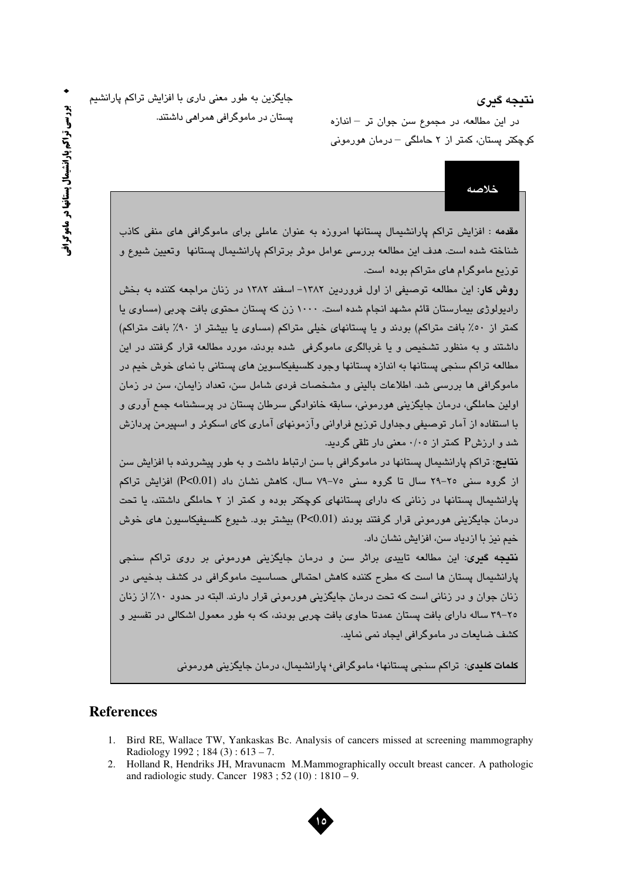## نتیجه گیری

در این مطالعه، در مجموع سن جوان تر – اندازه کوچکتر پستان، کمتر از ۲ حاملگی – درمان هورمونی جایگزین به طور معنی داری با افزایش تراکم پارانشیم پستان در ماموگرافی همراهی داشتند.

## خلاصه

**مقدمه** : افزایش تراکم پارانشیمال پستانها امروزه به عنوان عاملی برای ماموگرافی های منفی کاذب شناخته شده است. هدف این مطالعه بررسی عوامل موثر برتراکم پارانشیمال پستانها وتعیین شیوع و توزیع ماموگرام های متراکم بوده است.

**روش کار**: این مطالعه توصیفی از اول فروردین ۱۳۸۲– اسفند ۱۳۸۲ در زنان مراجعه کننده به بخش رادیولوژی بیمارستان قائم مشهد انجام شده است. ۱۰۰۰ زن که پستان محتوی بافت چربی (مساوی یا کمتر از ۵۰٪ بافت متراکم) بودند و یا پستانهای خیلی متراکم (مساوی یا بیشتر از ۹۰٪ بافت متراکم) داشتند و به منظور تشخیص و یا غربالگری ماموگرفی شده بودند، مورد مطالعه قرار گرفتند در این مطالعه تراکم سنجی پستانها به اندازه پستانها وجود کلسیفیکاسوین های پستانی با نمای خوش خیم در ماموگرافی ها بررسی شد. اطلاعات بالینی و مشخصات فردی شامل سن، تعداد زایمان، سن در زمان اولین حاملگی، درمان جایگزینی هورمونی، سابقه خانوادگی سرطان پستان در پرسشنامه جمع آوری و با استفاده از آمار توصیفی وجداول توزیع فراوانی وآزمونهای آماری کای اسکوئر و اسپیرمن پردازش شد و ارزش P کمتر از ۰/۰۵ معنی دار تلقی گردید.

**نتایج**: تراکم پارانشیمال پستانها در ماموگرافی با سن ارتباط داشت و به طور پیشرونده با افزایش سن از گروه سنی ۲۵–۲۹ سال تا گروه سنی ۷۵–۷۹ سال، کاهش نشان داد ($P<0.01$) افزایش تراکم پارانشیمال پستانها در زنانی که دارای پستانهای کوچکتر بوده و کمتر از ۲ حاملگی داشتند، یا تحت درمان جایگزینی هورمونی قرار گرفتند بودند ($P<0.01$) بیشتر بود. شیوع کلسیفیکاسیون های خوش خیم نیز با ازدیاد سن، افزایش نشان داد.

**نتیجه گیری**: این مطالعه تاییدی براثر سن و درمان جایگزینی هورمونی بر روی تراکم سنجی پارانشیمال پستان ها است که مطرح کننده کاهش احتمالی حساسیت ماموگرافی در کشف بدخیمی در زنان جوان و در زنانی است که تحت درمان جایگزینی هورمونی قرار دارند. البته در حدود ۱۰٪ از زنان ۲۵–۳۹ ساله دارای بافت پستان عمدتا حاوی بافت چربی بودند، که به طور معمول اشکالی در تفسیر و کشف ضایعات در ماموگرافی ایجاد نمی نماید.

**کلمات کلیدی**: تراکم سنجی پستانها، ماموگرافی، پارانشیمال، درمان جایگزینی هورمونی

## References

1. Bird RE, Wallace TW, Yankaskas Bc. Analysis of cancers missed at screening mammography Radiology 1992 ; 184 (3) : 613 – 7.
2. Holland R, Hendriks JH, Mravunacm M.Mammographically occult breast cancer. A pathologic and radiologic study. Cancer 1983 ; 52 (10) : 1810 – 9.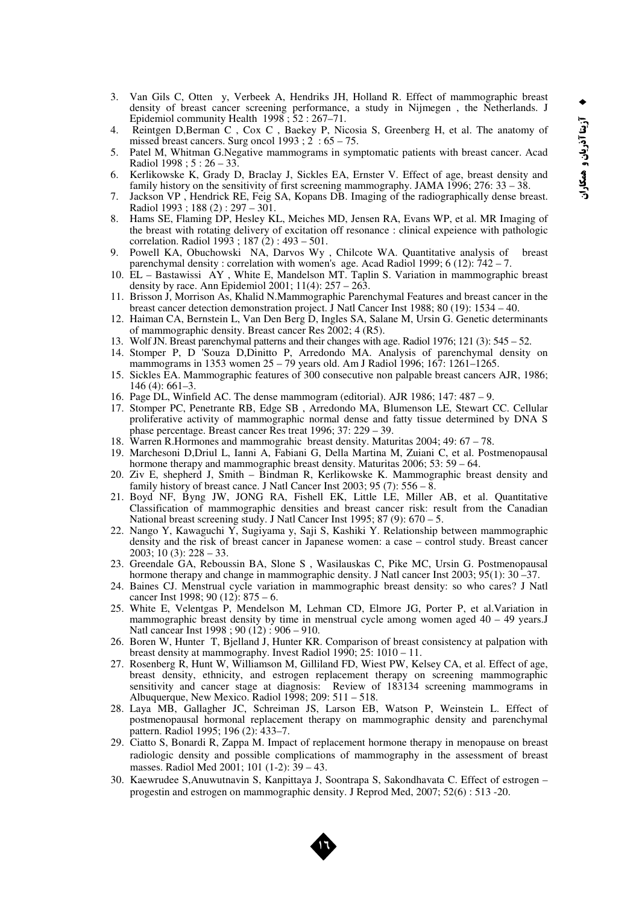3. Van Gils C, Otten y, Verbeek A, Hendriks JH, Holland R. Effect of mammographic breast density of breast cancer screening performance, a study in Nijmegen , the Netherlands. J Epidemiol community Health 1998 ; 52 : 267–71.
4. Reintgen D,Berman C , Cox C , Baekey P, Nicosia S, Greenberg H, et al. The anatomy of missed breast cancers. Surg oncol 1993 ; 2 : 65 – 75.
5. Patel M, Whitman G.Negative mammograms in symptomatic patients with breast cancer. Acad Radiol 1998 ; 5 : 26 – 33.
6. Kerlikowske K, Grady D, Braclay J, Sickles EA, Ernster V. Effect of age, breast density and family history on the sensitivity of first screening mammography. JAMA 1996; 276: 33 – 38.
7. Jackson VP , Hendrick RE, Feig SA, Kopans DB. Imaging of the radiographically dense breast. Radiol 1993 ; 188 (2) : 297 – 301.
8. Hams SE, Flaming DP, Hesley KL, Meiches MD, Jensen RA, Evans WP, et al. MR Imaging of the breast with rotating delivery of excitation off resonance : clinical expeience with pathologic correlation. Radiol 1993 ; 187 (2) : 493 – 501.
9. Powell KA, Obuchowski NA, Darvos Wy , Chilcote WA. Quantitative analysis of breast parenchymal density : correlation with women's age. Acad Radiol 1999; 6 (12): 742 – 7.
10. EL – Bastawissi AY , White E, Mandelson MT. Taplin S. Variation in mammographic breast density by race. Ann Epidemiol 2001; 11(4): 257 – 263.
11. Brisson J, Morrison As, Khalid N.Mammographic Parenchymal Features and breast cancer in the breast cancer detection demonstration project. J Natl Cancer Inst 1988; 80 (19): 1534 – 40.
12. Haiman CA, Bernstein L, Van Den Berg D, Ingles SA, Salane M, Ursin G. Genetic determinants of mammographic density. Breast cancer Res 2002; 4 (R5).
13. Wolf JN. Breast parenchymal patterns and their changes with age. Radiol 1976; 121 (3): 545 – 52.
14. Stomper P, D 'Souza D,Dinitto P, Arredondo MA. Analysis of parenchymal density on mammograms in 1353 women 25 – 79 years old. Am J Radiol 1996; 167: 1261–1265.
15. Sickles EA. Mammographic features of 300 consecutive non palpable breast cancers AJR, 1986; 146 (4): 661–3.
16. Page DL, Winfield AC. The dense mammogram (editorial). AJR 1986; 147: 487 – 9.
17. Stomper PC, Penetrante RB, Edge SB , Arredondo MA, Blumenson LE, Stewart CC. Cellular proliferative activity of mammographic normal dense and fatty tissue determined by DNA S phase percentage. Breast cancer Res treat 1996; 37: 229 – 39.
18. Warren R.Hormones and mammograhic breast density. Maturitas 2004; 49: 67 – 78.
19. Marchesoni D,Driul L, Ianni A, Fabiani G, Della Martina M, Zuiani C, et al. Postmenopausal hormone therapy and mammographic breast density. Maturitas 2006; 53: 59 – 64.
20. Ziv E, shepherd J, Smith – Bindman R, Kerlikowske K. Mammographic breast density and family history of breast cance. J Natl Cancer Inst 2003; 95 (7): 556 – 8.
21. Boyd NF, Byng JW, JONG RA, Fishell EK, Little LE, Miller AB, et al. Quantitative Classification of mammographic densities and breast cancer risk: result from the Canadian National breast screening study. J Natl Cancer Inst 1995; 87 (9): 670 – 5.
22. Nango Y, Kawaguchi Y, Sugiyama y, Saji S, Kashiki Y. Relationship between mammographic density and the risk of breast cancer in Japanese women: a case – control study. Breast cancer 2003; 10 (3): 228 – 33.
23. Greendale GA, Reboussin BA, Slone S , Wasilauskas C, Pike MC, Ursin G. Postmenopausal hormone therapy and change in mammographic density. J Natl cancer Inst 2003; 95(1): 30 –37.
24. Baines CJ. Menstrual cycle variation in mammographic breast density: so who cares? J Natl cancer Inst 1998; 90 (12): 875 – 6.
25. White E, Velentgas P, Mendelson M, Lehman CD, Elmore JG, Porter P, et al.Variation in mammographic breast density by time in menstrual cycle among women aged 40 – 49 years.J Natl cancear Inst 1998 ; 90 (12) : 906 – 910.
26. Boren W, Hunter T, Bjelland J, Hunter KR. Comparison of breast consistency at palpation with breast density at mammography. Invest Radiol 1990; 25: 1010 – 11.
27. Rosenberg R, Hunt W, Williamson M, Gilliland FD, Wiest PW, Kelsey CA, et al. Effect of age, breast density, ethnicity, and estrogen replacement therapy on screening mammographic sensitivity and cancer stage at diagnosis: Review of 183134 screening mammograms in Albuquerque, New Mexico. Radiol 1998; 209: 511 – 518.
28. Laya MB, Gallagher JC, Schreiman JS, Larson EB, Watson P, Weinstein L. Effect of postmenopausal hormonal replacement therapy on mammographic density and parenchymal pattern. Radiol 1995; 196 (2): 433–7.
29. Ciatto S, Bonardi R, Zappa M. Impact of replacement hormone therapy in menopause on breast radiologic density and possible complications of mammography in the assessment of breast masses. Radiol Med 2001; 101 (1-2): 39 – 43.
30. Kaewrudee S,Anuwutnavin S, Kanpittaya J, Soontrapa S, Sakondhavata C. Effect of estrogen – progestin and estrogen on mammographic density. J Reprod Med, 2007; 52(6) : 513 -20.